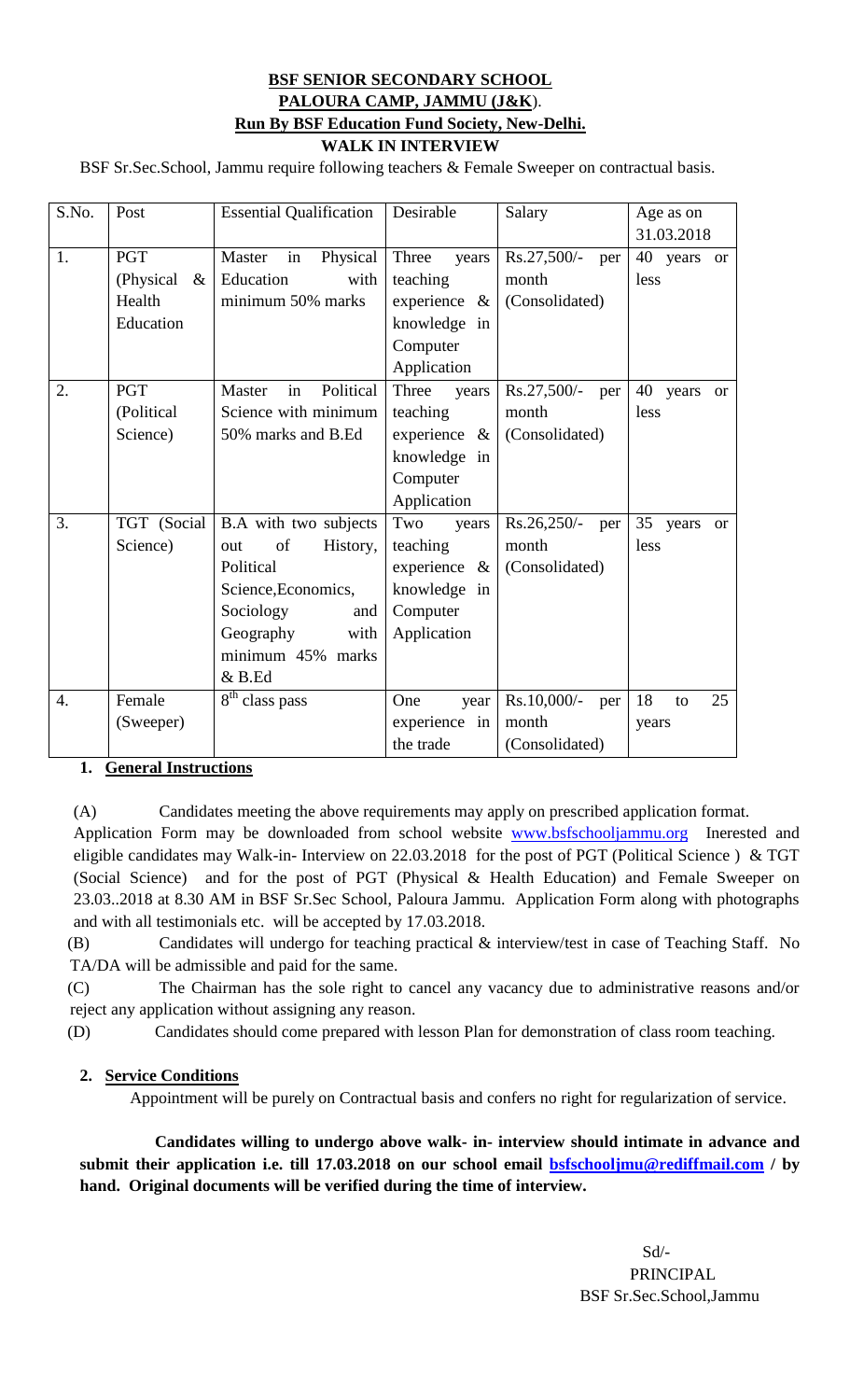# **BSF SENIOR SECONDARY SCHOOL**
## **PALOURA CAMP, JAMMU (J&K)**.
### **Run By BSF Education Fund Society, New-Delhi.**
### **WALK IN INTERVIEW**

BSF Sr.Sec.School, Jammu require following teachers & Female Sweeper on contractual basis.

| S.No. | Post | Essential Qualification | Desirable | Salary | Age as on 31.03.2018 |
|---|---|---|---|---|---|
| 1. | PGT (Physical & Health Education | Master in Physical Education with minimum 50% marks | Three years teaching experience & knowledge in Computer Application | Rs.27,500/- per month (Consolidated) | 40 years or less |
| 2. | PGT (Political Science) | Master in Political Science with minimum 50% marks and B.Ed | Three years teaching experience & knowledge in Computer Application | Rs.27,500/- per month (Consolidated) | 40 years or less |
| 3. | TGT (Social Science) | B.A with two subjects out of History, Political Science,Economics, Sociology and Geography with minimum 45% marks & B.Ed | Two years teaching experience & knowledge in Computer Application | Rs.26,250/- per month (Consolidated) | 35 years or less |
| 4. | Female (Sweeper) | 8th class pass | One year experience in the trade | Rs.10,000/- per month (Consolidated) | 18 to 25 years |

**1. General Instructions**

(A) Candidates meeting the above requirements may apply on prescribed application format. Application Form may be downloaded from school website www.bsfschooljammu.org Inerested and eligible candidates may Walk-in- Interview on 22.03.2018 for the post of PGT (Political Science ) & TGT (Social Science) and for the post of PGT (Physical & Health Education) and Female Sweeper on 23.03..2018 at 8.30 AM in BSF Sr.Sec School, Paloura Jammu. Application Form along with photographs and with all testimonials etc. will be accepted by 17.03.2018.

(B) Candidates will undergo for teaching practical & interview/test in case of Teaching Staff. No TA/DA will be admissible and paid for the same.

(C) The Chairman has the sole right to cancel any vacancy due to administrative reasons and/or reject any application without assigning any reason.

(D) Candidates should come prepared with lesson Plan for demonstration of class room teaching.

**2. Service Conditions**

Appointment will be purely on Contractual basis and confers no right for regularization of service.

**Candidates willing to undergo above walk- in- interview should intimate in advance and submit their application i.e. till 17.03.2018 on our school email bsfschooljmu@rediffmail.com / by hand. Original documents will be verified during the time of interview.**

Sd/-
PRINCIPAL
BSF Sr.Sec.School,Jammu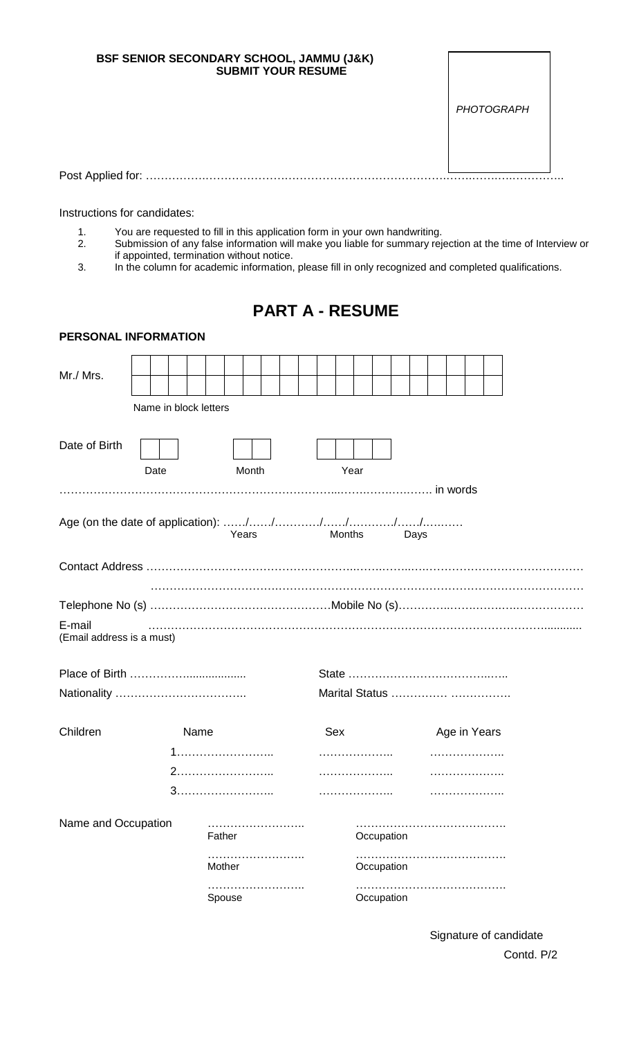**BSF SENIOR SECONDARY SCHOOL, JAMMU (J&K)**
**SUBMIT YOUR RESUME**

PHOTOGRAPH

Post Applied for: ……………………………………………………………………………………………………

Instructions for candidates:

1. You are requested to fill in this application form in your own handwriting.
2. Submission of any false information will make you liable for summary rejection at the time of Interview or if appointed, termination without notice.
3. In the column for academic information, please fill in only recognized and completed qualifications.

# PART A - RESUME

**PERSONAL INFORMATION**

Mr./ Mrs.

| | | | | | | | | | | | | | | | | | | | | |
|---|---|---|---|---|---|---|---|---|---|---|---|---|---|---|---|---|---|---|---|---|
| | | | | | | | | | | | | | | | | | | | | |

Name in block letters

Date of Birth

| | | | | | | | | |
|---|---|---|---|---|---|---|---|---|
| Date | | Month | | Year | | | | |

……………………………………………………………………………………………… in words

Age (on the date of application): ……/……/…………/……/…………/……/………
Years Months Days

Contact Address …………………………………………………………………………………………………………

…………………………………………………………………………………………………………

Telephone No (s) …………………………………………Mobile No (s)……………………………………………

E-mail ……………………………………………………………………………………………………………
(Email address is a must)

Place of Birth …………………………… State ……………………………………….

Nationality …………………………….. Marital Status …………… …………….

| Children | Name | Sex | Age in Years |
|---|---|---|---|
| | 1…………………….. | ……………….. | ……………….. |
| | 2…………………….. | ……………….. | ……………….. |
| | 3…………………….. | ……………….. | ……………….. |

| Name and Occupation | | |
|---|---|---|
| | ……………………. Father | ……………………………… Occupation |
| | ……………………. Mother | ……………………………… Occupation |
| | ……………………. Spouse | ……………………………… Occupation |

Signature of candidate

Contd. P/2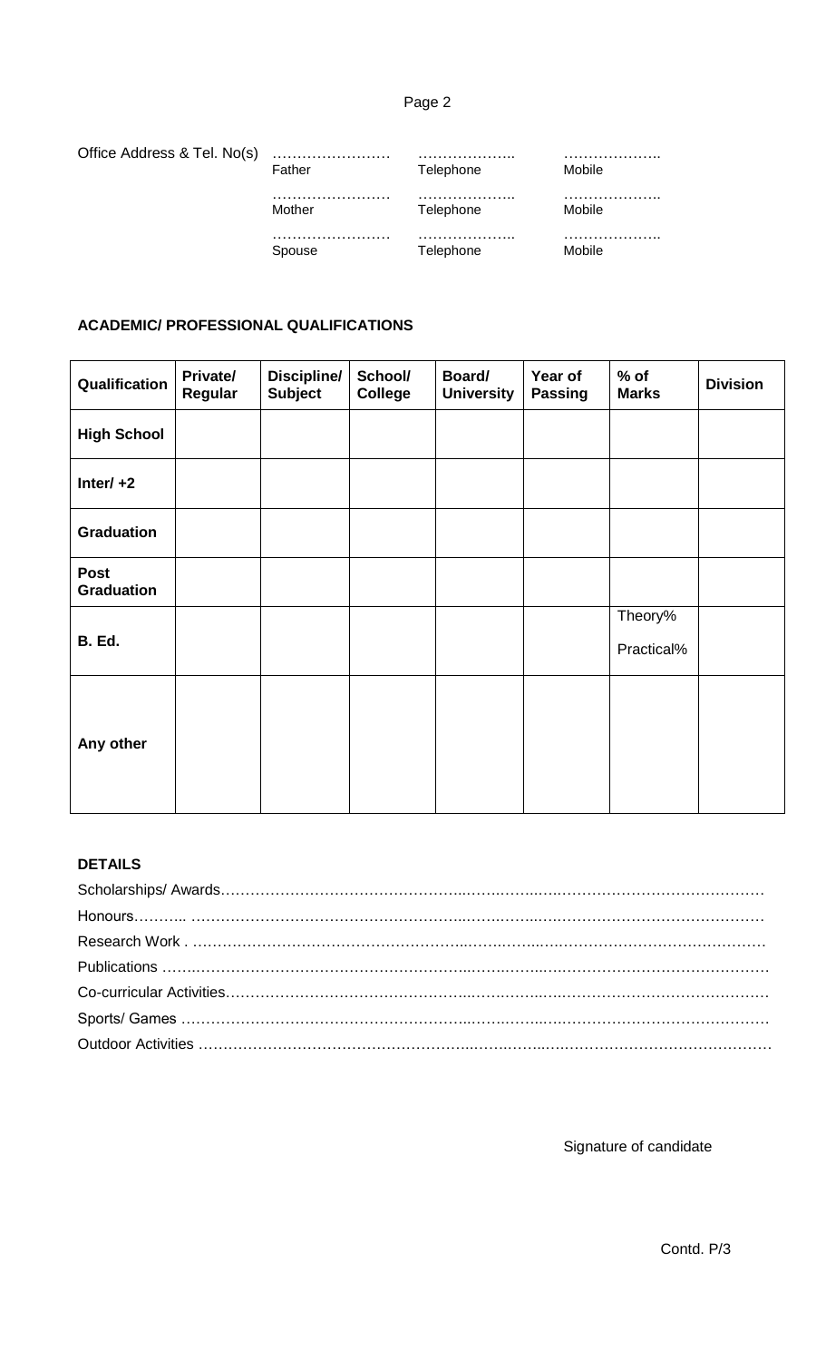Office Address & Tel. No(s)

| | | |
|---|---|---|
| …………………… Father | ……………….. Telephone | ……………….. Mobile |
| …………………… Mother | ……………….. Telephone | ……………….. Mobile |
| …………………… Spouse | ……………….. Telephone | ……………….. Mobile |

**ACADEMIC/ PROFESSIONAL QUALIFICATIONS**

| Qualification | Private/ Regular | Discipline/ Subject | School/ College | Board/ University | Year of Passing | % of Marks | Division |
|---|---|---|---|---|---|---|---|
| **High School** | | | | | | | |
| **Inter/ +2** | | | | | | | |
| **Graduation** | | | | | | | |
| **Post Graduation** | | | | | | | |
| **B. Ed.** | | | | | | Theory% Practical% | |
| **Any other** | | | | | | | |

**DETAILS**

Scholarships/ Awards…………………………………………………………………………………………………

Honours……….. ……………………………………………………………………………………………………

Research Work . ……………………………………………………………………………………………………

Publications ………………………………………………………………………………………………………

Co-curricular Activities……………………………………………………………………………………………

Sports/ Games ……………………………………………………………………………………………………

Outdoor Activities …………………………………………………………………………………………………

Signature of candidate

Contd. P/3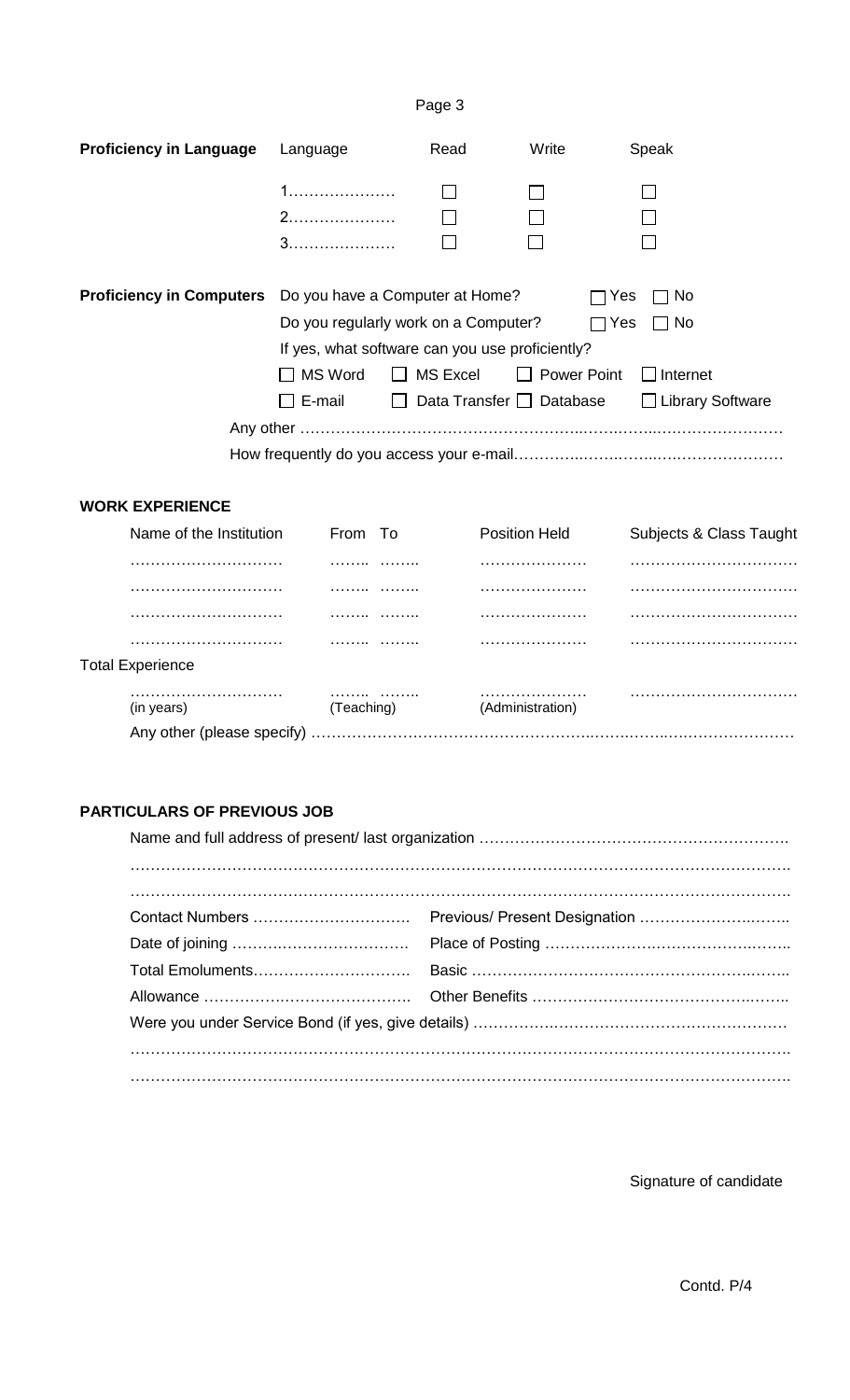**Proficiency in Language**

| Language | Read | Write | Speak |
|---|---|---|---|
| 1………………… | ☐ | ☐ | ☐ |
| 2………………… | ☐ | ☐ | ☐ |
| 3………………… | ☐ | ☐ | ☐ |

**Proficiency in Computers**

Do you have a Computer at Home? ☐ Yes ☐ No

Do you regularly work on a Computer? ☐ Yes ☐ No

If yes, what software can you use proficiently?

☐ MS Word ☐ MS Excel ☐ Power Point ☐ Internet

☐ E-mail ☐ Data Transfer ☐ Database ☐ Library Software

Any other ……………………………………………………………………………………

How frequently do you access your e-mail……………………………………………

**WORK EXPERIENCE**

| Name of the Institution | From | To | Position Held | Subjects & Class Taught |
|---|---|---|---|---|
| ………………………… | …….. | …….. | ………………… | …………………………… |
| ………………………… | …….. | …….. | ………………… | …………………………… |
| ………………………… | …….. | …….. | ………………… | …………………………… |
| ………………………… | …….. | …….. | ………………… | …………………………… |

Total Experience

| ………………………… | …….. …….. | ………………… | …………………………… |
|---|---|---|---|
| (in years) | (Teaching) | (Administration) | |

Any other (please specify) ……………………………………………………………………………

**PARTICULARS OF PREVIOUS JOB**

Name and full address of present/ last organization ……………………………………………………

…………………………………………………………………………………………………………………

…………………………………………………………………………………………………………………

Contact Numbers ………………………… Previous/ Present Designation ……………………………

Date of joining …………………………… Place of Posting ………………………………………………

Total Emoluments………………………… Basic ………………………………………………………

Allowance ………………………………… Other Benefits ……………………………………………

Were you under Service Bond (if yes, give details) …………………………………………………

…………………………………………………………………………………………………………………

…………………………………………………………………………………………………………………

Signature of candidate

Contd. P/4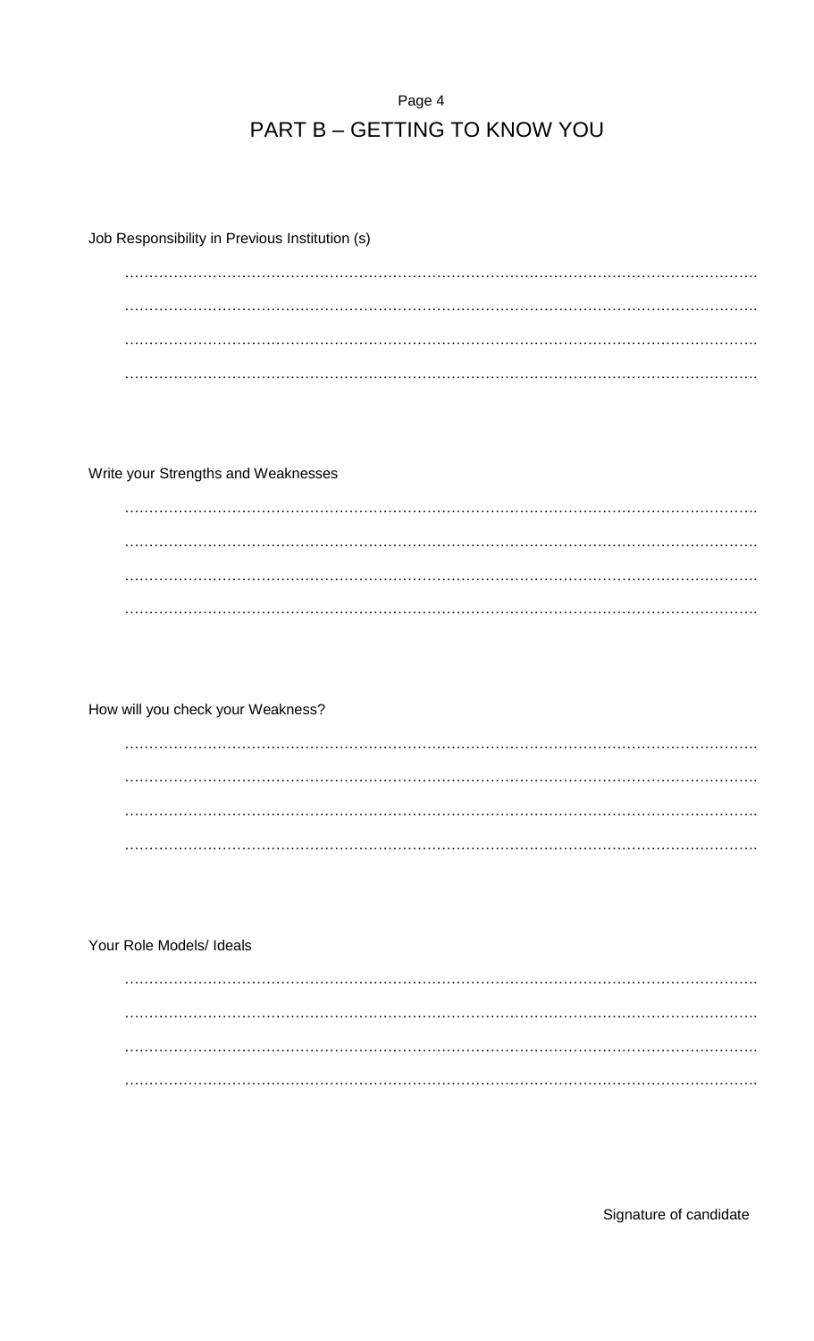## PART B – GETTING TO KNOW YOU

Job Responsibility in Previous Institution (s)

……………………………………………………………………………………………………………………

……………………………………………………………………………………………………………………

……………………………………………………………………………………………………………………

……………………………………………………………………………………………………………………

Write your Strengths and Weaknesses

……………………………………………………………………………………………………………………

……………………………………………………………………………………………………………………

……………………………………………………………………………………………………………………

……………………………………………………………………………………………………………………

How will you check your Weakness?

……………………………………………………………………………………………………………………

……………………………………………………………………………………………………………………

……………………………………………………………………………………………………………………

……………………………………………………………………………………………………………………

Your Role Models/ Ideals

……………………………………………………………………………………………………………………

……………………………………………………………………………………………………………………

……………………………………………………………………………………………………………………

……………………………………………………………………………………………………………………

Signature of candidate